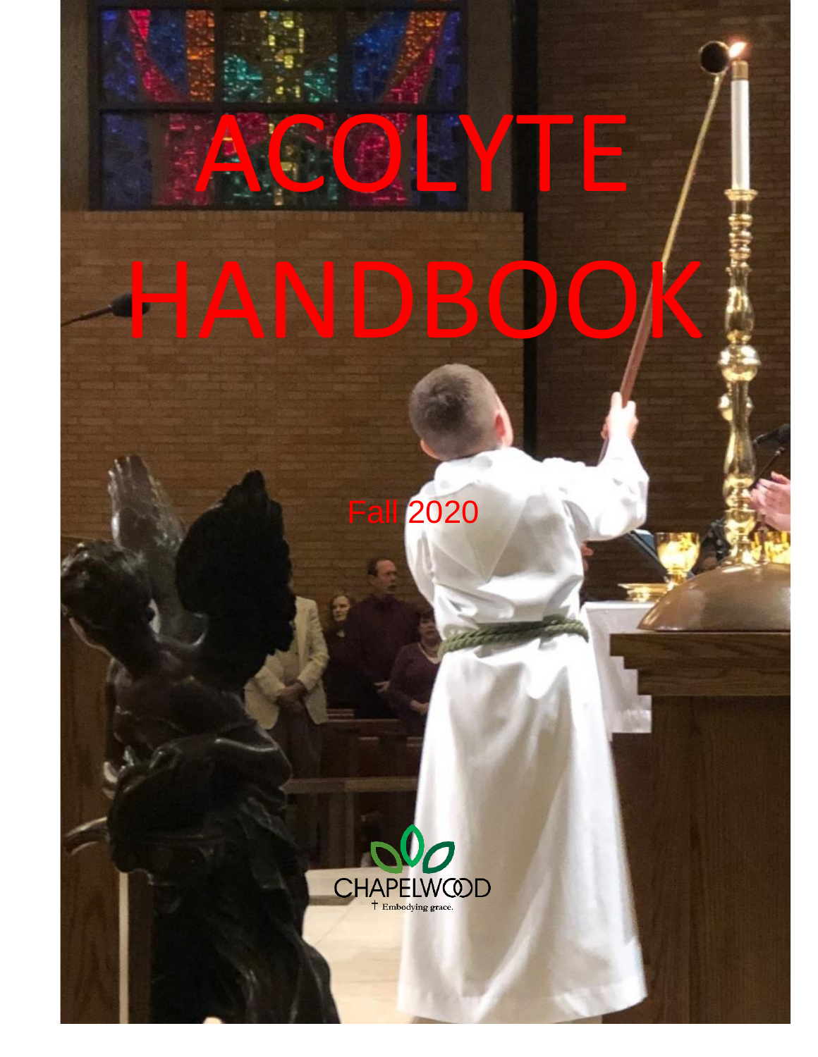# ACOLYTE HANDBOOK

Fall 2020

CHAPELWOOD

Embodying grace.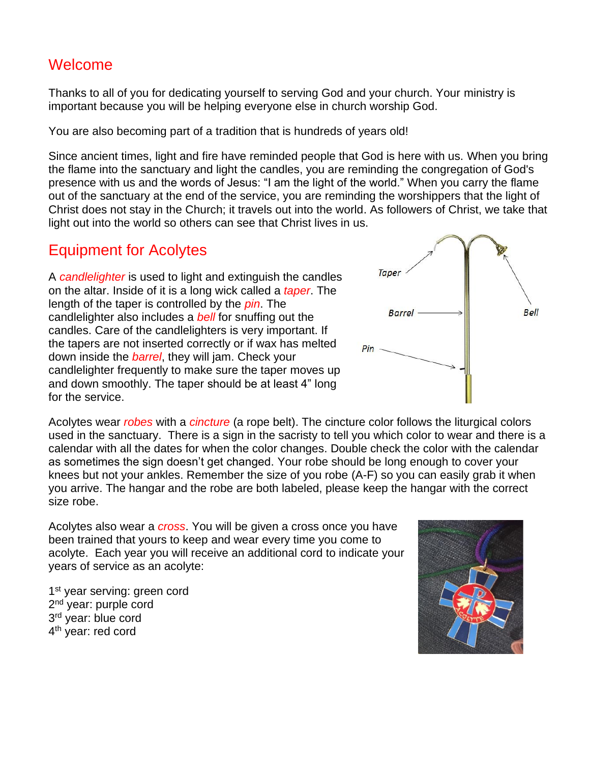## Welcome

Thanks to all of you for dedicating yourself to serving God and your church. Your ministry is important because you will be helping everyone else in church worship God.

You are also becoming part of a tradition that is hundreds of years old!

Since ancient times, light and fire have reminded people that God is here with us. When you bring the flame into the sanctuary and light the candles, you are reminding the congregation of God's presence with us and the words of Jesus: "I am the light of the world." When you carry the flame out of the sanctuary at the end of the service, you are reminding the worshippers that the light of Christ does not stay in the Church; it travels out into the world. As followers of Christ, we take that light out into the world so others can see that Christ lives in us.

## Equipment for Acolytes

A *candlelighter* is used to light and extinguish the candles on the altar. Inside of it is a long wick called a *taper*. The length of the taper is controlled by the *pin*. The candlelighter also includes a *bell* for snuffing out the candles. Care of the candlelighters is very important. If the tapers are not inserted correctly or if wax has melted down inside the *barrel*, they will jam. Check your candlelighter frequently to make sure the taper moves up and down smoothly. The taper should be at least 4" long for the service.

Acolytes wear *robes* with a *cincture* (a rope belt). The cincture color follows the liturgical colors used in the sanctuary. There is a sign in the sacristy to tell you which color to wear and there is a calendar with all the dates for when the color changes. Double check the color with the calendar as sometimes the sign doesn't get changed. Your robe should be long enough to cover your knees but not your ankles. Remember the size of you robe (A-F) so you can easily grab it when you arrive. The hangar and the robe are both labeled, please keep the hangar with the correct size robe.

Acolytes also wear a *cross*. You will be given a cross once you have been trained that yours to keep and wear every time you come to acolyte. Each year you will receive an additional cord to indicate your years of service as an acolyte:

1st year serving: green cord
2nd year: purple cord
3rd year: blue cord
4th year: red cord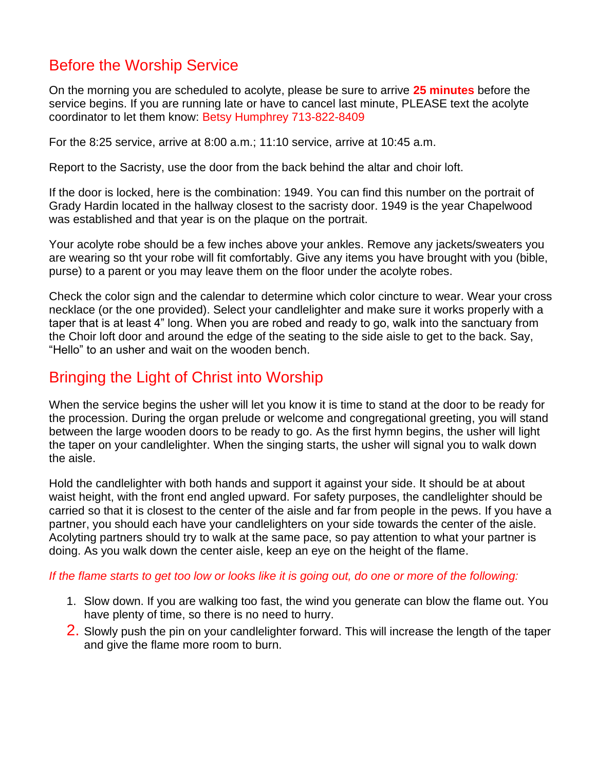## Before the Worship Service

On the morning you are scheduled to acolyte, please be sure to arrive **25 minutes** before the service begins. If you are running late or have to cancel last minute, PLEASE text the acolyte coordinator to let them know: Betsy Humphrey 713-822-8409

For the 8:25 service, arrive at 8:00 a.m.; 11:10 service, arrive at 10:45 a.m.

Report to the Sacristy, use the door from the back behind the altar and choir loft.

If the door is locked, here is the combination: 1949. You can find this number on the portrait of Grady Hardin located in the hallway closest to the sacristy door. 1949 is the year Chapelwood was established and that year is on the plaque on the portrait.

Your acolyte robe should be a few inches above your ankles. Remove any jackets/sweaters you are wearing so tht your robe will fit comfortably. Give any items you have brought with you (bible, purse) to a parent or you may leave them on the floor under the acolyte robes.

Check the color sign and the calendar to determine which color cincture to wear. Wear your cross necklace (or the one provided). Select your candlelighter and make sure it works properly with a taper that is at least 4" long. When you are robed and ready to go, walk into the sanctuary from the Choir loft door and around the edge of the seating to the side aisle to get to the back. Say, "Hello" to an usher and wait on the wooden bench.

## Bringing the Light of Christ into Worship

When the service begins the usher will let you know it is time to stand at the door to be ready for the procession. During the organ prelude or welcome and congregational greeting, you will stand between the large wooden doors to be ready to go. As the first hymn begins, the usher will light the taper on your candlelighter. When the singing starts, the usher will signal you to walk down the aisle.

Hold the candlelighter with both hands and support it against your side. It should be at about waist height, with the front end angled upward. For safety purposes, the candlelighter should be carried so that it is closest to the center of the aisle and far from people in the pews. If you have a partner, you should each have your candlelighters on your side towards the center of the aisle. Acolyting partners should try to walk at the same pace, so pay attention to what your partner is doing. As you walk down the center aisle, keep an eye on the height of the flame.

*If the flame starts to get too low or looks like it is going out, do one or more of the following:*

1. Slow down. If you are walking too fast, the wind you generate can blow the flame out. You have plenty of time, so there is no need to hurry.
2. Slowly push the pin on your candlelighter forward. This will increase the length of the taper and give the flame more room to burn.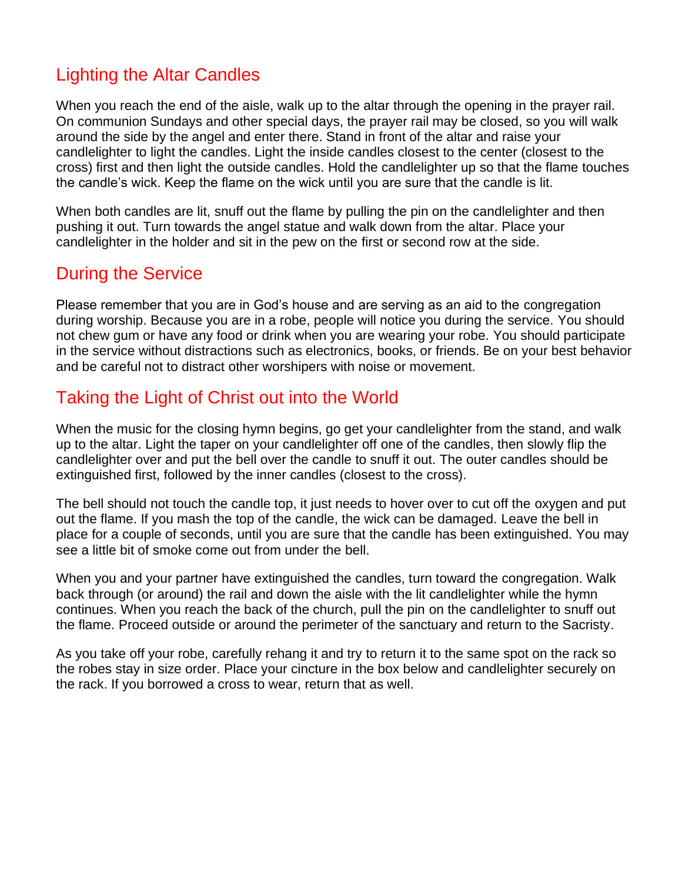## Lighting the Altar Candles

When you reach the end of the aisle, walk up to the altar through the opening in the prayer rail. On communion Sundays and other special days, the prayer rail may be closed, so you will walk around the side by the angel and enter there. Stand in front of the altar and raise your candlelighter to light the candles. Light the inside candles closest to the center (closest to the cross) first and then light the outside candles. Hold the candlelighter up so that the flame touches the candle's wick. Keep the flame on the wick until you are sure that the candle is lit.

When both candles are lit, snuff out the flame by pulling the pin on the candlelighter and then pushing it out. Turn towards the angel statue and walk down from the altar. Place your candlelighter in the holder and sit in the pew on the first or second row at the side.

## During the Service

Please remember that you are in God's house and are serving as an aid to the congregation during worship. Because you are in a robe, people will notice you during the service. You should not chew gum or have any food or drink when you are wearing your robe. You should participate in the service without distractions such as electronics, books, or friends. Be on your best behavior and be careful not to distract other worshipers with noise or movement.

## Taking the Light of Christ out into the World

When the music for the closing hymn begins, go get your candlelighter from the stand, and walk up to the altar. Light the taper on your candlelighter off one of the candles, then slowly flip the candlelighter over and put the bell over the candle to snuff it out. The outer candles should be extinguished first, followed by the inner candles (closest to the cross).

The bell should not touch the candle top, it just needs to hover over to cut off the oxygen and put out the flame. If you mash the top of the candle, the wick can be damaged. Leave the bell in place for a couple of seconds, until you are sure that the candle has been extinguished. You may see a little bit of smoke come out from under the bell.

When you and your partner have extinguished the candles, turn toward the congregation. Walk back through (or around) the rail and down the aisle with the lit candlelighter while the hymn continues. When you reach the back of the church, pull the pin on the candlelighter to snuff out the flame. Proceed outside or around the perimeter of the sanctuary and return to the Sacristy.

As you take off your robe, carefully rehang it and try to return it to the same spot on the rack so the robes stay in size order. Place your cincture in the box below and candlelighter securely on the rack. If you borrowed a cross to wear, return that as well.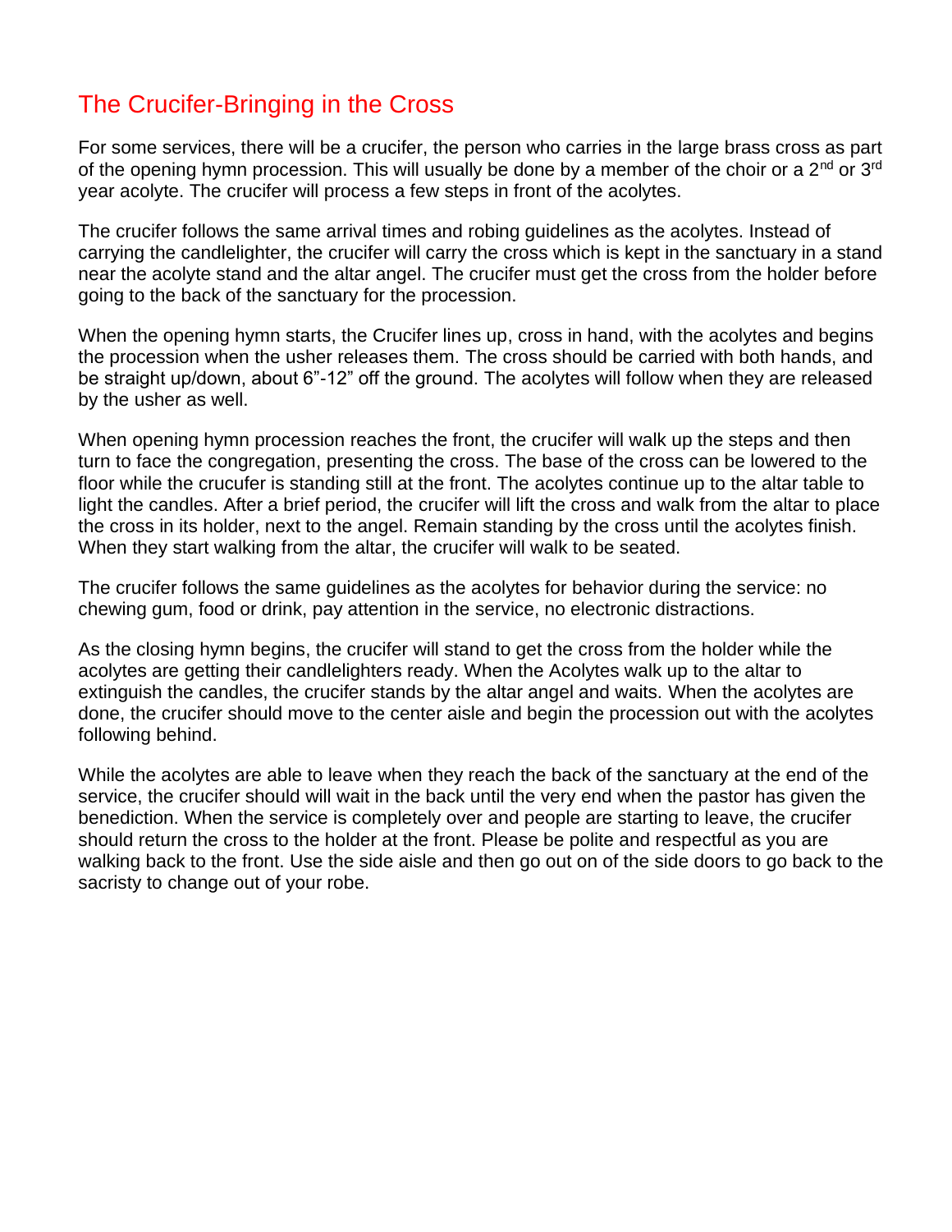## The Crucifer-Bringing in the Cross

For some services, there will be a crucifer, the person who carries in the large brass cross as part of the opening hymn procession. This will usually be done by a member of the choir or a 2nd or 3rd year acolyte. The crucifer will process a few steps in front of the acolytes.

The crucifer follows the same arrival times and robing guidelines as the acolytes. Instead of carrying the candlelighter, the crucifer will carry the cross which is kept in the sanctuary in a stand near the acolyte stand and the altar angel. The crucifer must get the cross from the holder before going to the back of the sanctuary for the procession.

When the opening hymn starts, the Crucifer lines up, cross in hand, with the acolytes and begins the procession when the usher releases them. The cross should be carried with both hands, and be straight up/down, about 6"-12" off the ground. The acolytes will follow when they are released by the usher as well.

When opening hymn procession reaches the front, the crucifer will walk up the steps and then turn to face the congregation, presenting the cross. The base of the cross can be lowered to the floor while the crucufer is standing still at the front. The acolytes continue up to the altar table to light the candles. After a brief period, the crucifer will lift the cross and walk from the altar to place the cross in its holder, next to the angel. Remain standing by the cross until the acolytes finish. When they start walking from the altar, the crucifer will walk to be seated.

The crucifer follows the same guidelines as the acolytes for behavior during the service: no chewing gum, food or drink, pay attention in the service, no electronic distractions.

As the closing hymn begins, the crucifer will stand to get the cross from the holder while the acolytes are getting their candlelighters ready. When the Acolytes walk up to the altar to extinguish the candles, the crucifer stands by the altar angel and waits. When the acolytes are done, the crucifer should move to the center aisle and begin the procession out with the acolytes following behind.

While the acolytes are able to leave when they reach the back of the sanctuary at the end of the service, the crucifer should will wait in the back until the very end when the pastor has given the benediction. When the service is completely over and people are starting to leave, the crucifer should return the cross to the holder at the front. Please be polite and respectful as you are walking back to the front. Use the side aisle and then go out on of the side doors to go back to the sacristy to change out of your robe.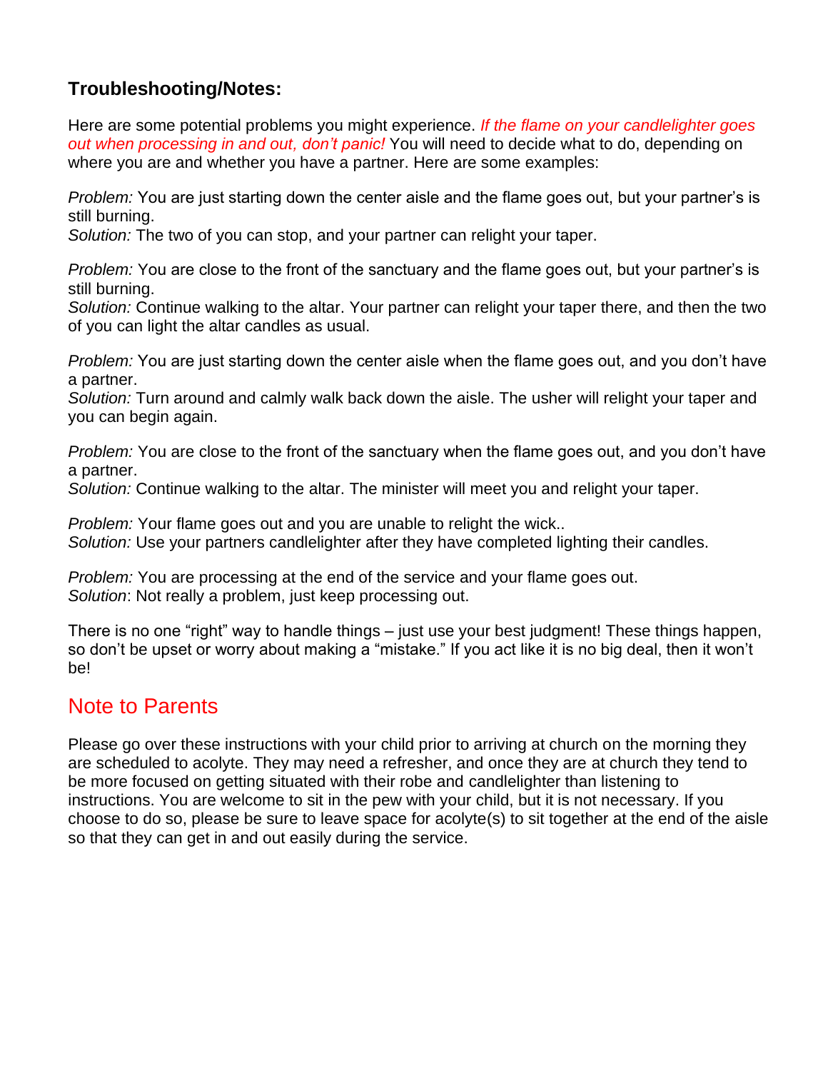## Troubleshooting/Notes:

Here are some potential problems you might experience. *If the flame on your candlelighter goes out when processing in and out, don't panic!* You will need to decide what to do, depending on where you are and whether you have a partner. Here are some examples:

*Problem:* You are just starting down the center aisle and the flame goes out, but your partner's is still burning.
*Solution:* The two of you can stop, and your partner can relight your taper.

*Problem:* You are close to the front of the sanctuary and the flame goes out, but your partner's is still burning.
*Solution:* Continue walking to the altar. Your partner can relight your taper there, and then the two of you can light the altar candles as usual.

*Problem:* You are just starting down the center aisle when the flame goes out, and you don't have a partner.
*Solution:* Turn around and calmly walk back down the aisle. The usher will relight your taper and you can begin again.

*Problem:* You are close to the front of the sanctuary when the flame goes out, and you don't have a partner.
*Solution:* Continue walking to the altar. The minister will meet you and relight your taper.

*Problem:* Your flame goes out and you are unable to relight the wick..
*Solution:* Use your partners candlelighter after they have completed lighting their candles.

*Problem:* You are processing at the end of the service and your flame goes out.
*Solution*: Not really a problem, just keep processing out.

There is no one "right" way to handle things – just use your best judgment! These things happen, so don't be upset or worry about making a "mistake." If you act like it is no big deal, then it won't be!

## Note to Parents

Please go over these instructions with your child prior to arriving at church on the morning they are scheduled to acolyte. They may need a refresher, and once they are at church they tend to be more focused on getting situated with their robe and candlelighter than listening to instructions. You are welcome to sit in the pew with your child, but it is not necessary. If you choose to do so, please be sure to leave space for acolyte(s) to sit together at the end of the aisle so that they can get in and out easily during the service.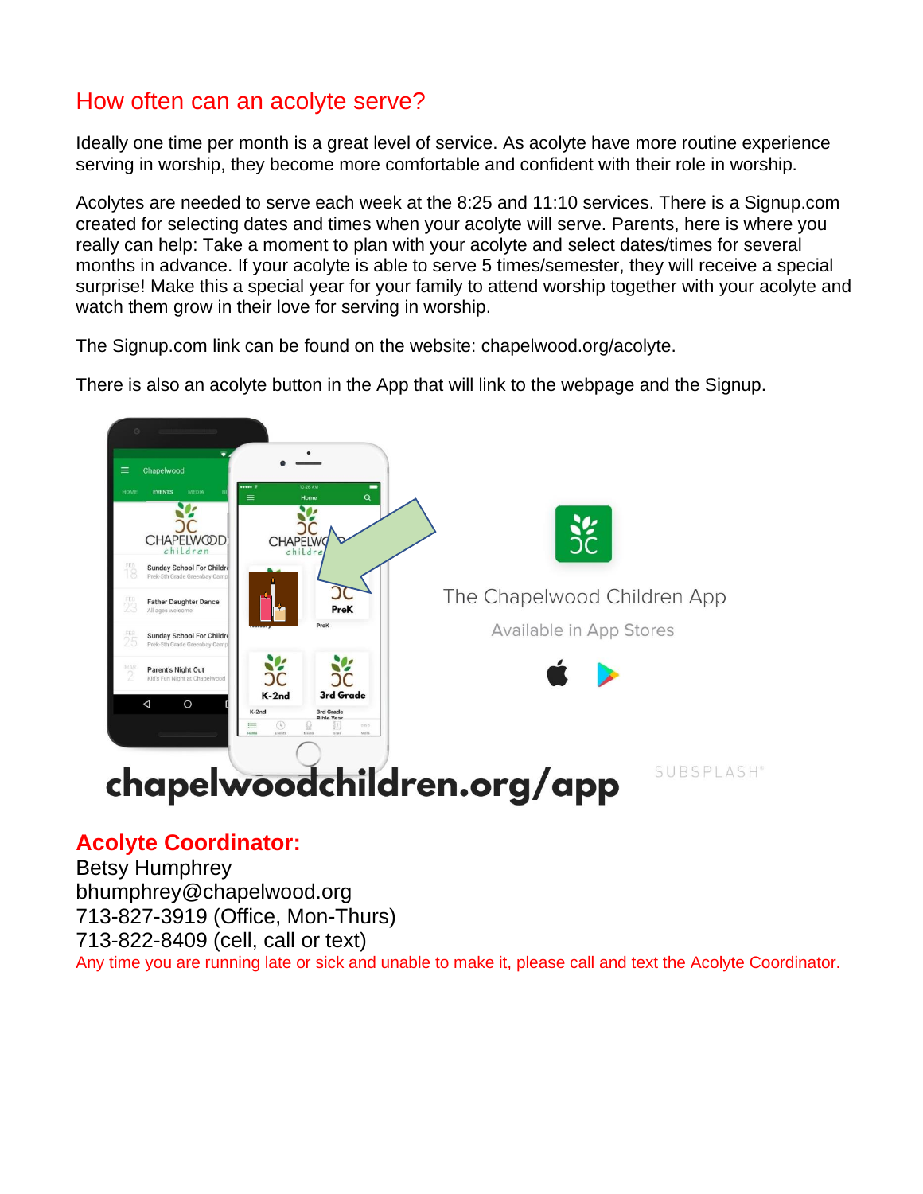## How often can an acolyte serve?

Ideally one time per month is a great level of service. As acolyte have more routine experience serving in worship, they become more comfortable and confident with their role in worship.

Acolytes are needed to serve each week at the 8:25 and 11:10 services. There is a Signup.com created for selecting dates and times when your acolyte will serve. Parents, here is where you really can help: Take a moment to plan with your acolyte and select dates/times for several months in advance. If your acolyte is able to serve 5 times/semester, they will receive a special surprise! Make this a special year for your family to attend worship together with your acolyte and watch them grow in their love for serving in worship.

The Signup.com link can be found on the website: chapelwood.org/acolyte.

There is also an acolyte button in the App that will link to the webpage and the Signup.

The Chapelwood Children App

Available in App Stores

**chapelwoodchildren.org/app**

SUBSPLASH®

## Acolyte Coordinator:

Betsy Humphrey
bhumphrey@chapelwood.org
713-827-3919 (Office, Mon-Thurs)
713-822-8409 (cell, call or text)

Any time you are running late or sick and unable to make it, please call and text the Acolyte Coordinator.